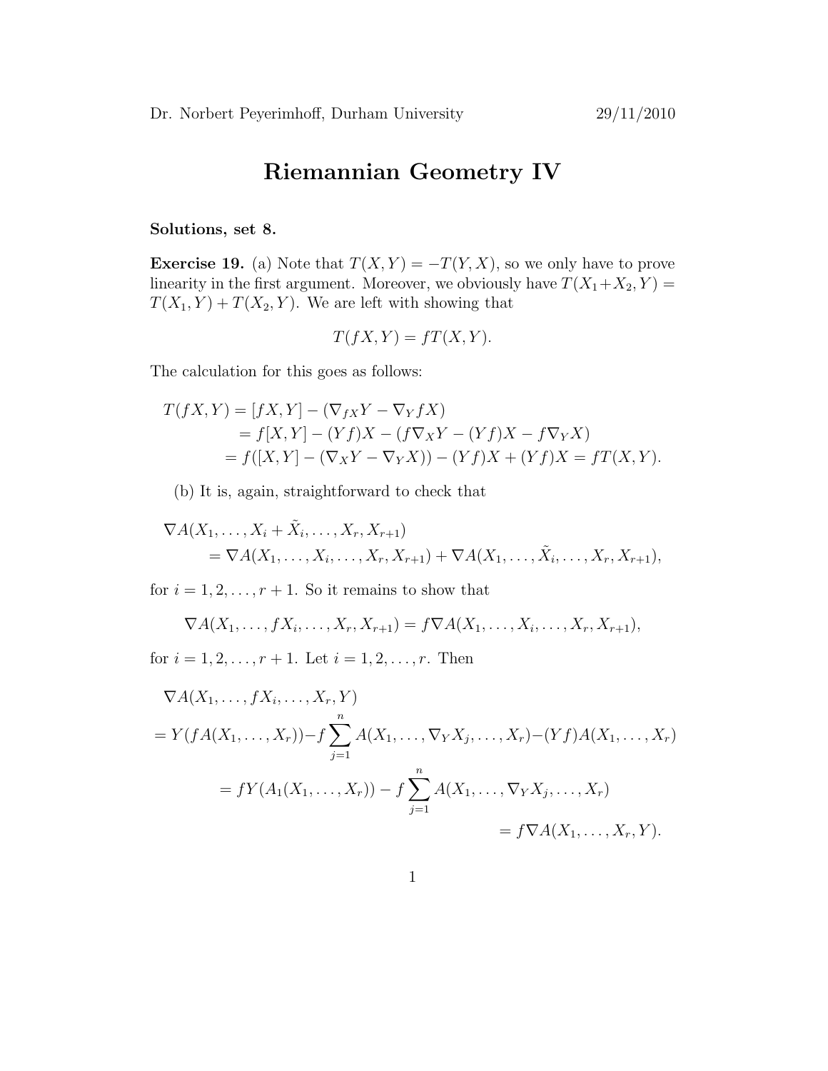Dr. Norbert Peyerimhoff, Durham University 29/11/2010

# Riemannian Geometry IV

**Solutions, set 8.**

**Exercise 19.** (a) Note that $T(X,Y) = -T(Y,X)$, so we only have to prove linearity in the first argument. Moreover, we obviously have $T(X_1+X_2,Y) = T(X_1,Y) + T(X_2,Y)$. We are left with showing that

$$T(fX,Y) = fT(X,Y).$$

The calculation for this goes as follows:

$$\begin{aligned}
T(fX,Y) &= [fX,Y] - (\nabla_{fX}Y - \nabla_Y fX) \\
&= f[X,Y] - (Yf)X - (f\nabla_X Y - (Yf)X - f\nabla_Y X) \\
&= f([X,Y] - (\nabla_X Y - \nabla_Y X)) - (Yf)X + (Yf)X = fT(X,Y).
\end{aligned}$$

(b) It is, again, straightforward to check that

$$\begin{aligned}
&\nabla A(X_1, \dots, X_i + \tilde{X}_i, \dots, X_r, X_{r+1}) \\
&\qquad = \nabla A(X_1, \dots, X_i, \dots, X_r, X_{r+1}) + \nabla A(X_1, \dots, \tilde{X}_i, \dots, X_r, X_{r+1}),
\end{aligned}$$

for $i = 1, 2, \dots, r+1$. So it remains to show that

$$\nabla A(X_1, \dots, fX_i, \dots, X_r, X_{r+1}) = f\nabla A(X_1, \dots, X_i, \dots, X_r, X_{r+1}),$$

for $i = 1, 2, \dots, r+1$. Let $i = 1, 2, \dots, r$. Then

$$\begin{aligned}
&\nabla A(X_1, \dots, fX_i, \dots, X_r, Y) \\
&= Y(fA(X_1, \dots, X_r)) - f\sum_{j=1}^{n} A(X_1, \dots, \nabla_Y X_j, \dots, X_r) - (Yf)A(X_1, \dots, X_r) \\
&\qquad = fY(A_1(X_1, \dots, X_r)) - f\sum_{j=1}^{n} A(X_1, \dots, \nabla_Y X_j, \dots, X_r) \\
&\qquad\qquad = f\nabla A(X_1, \dots, X_r, Y).
\end{aligned}$$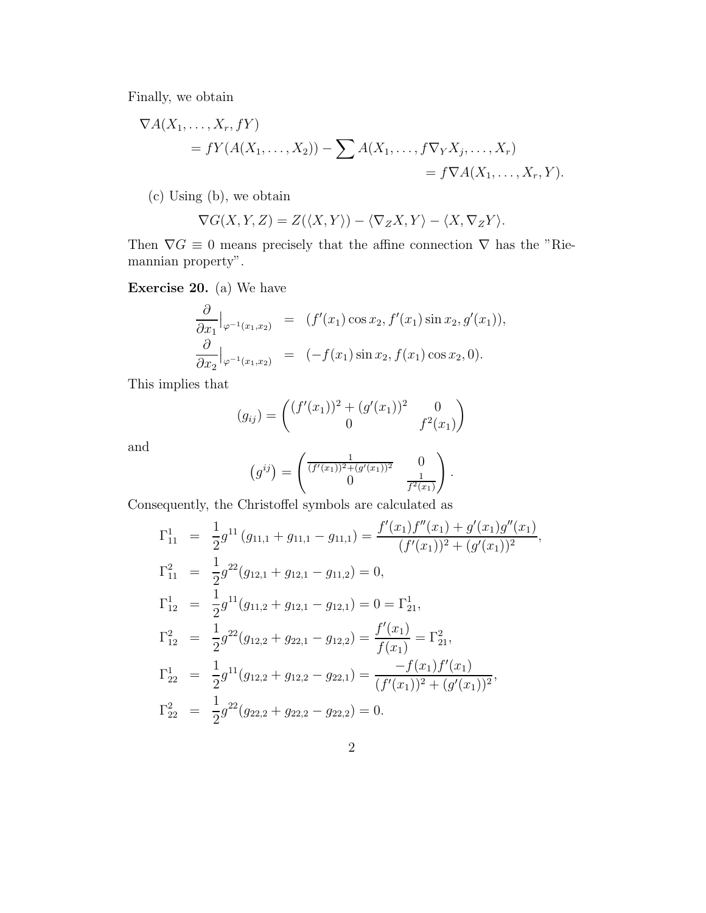Finally, we obtain

$$
\begin{aligned}
&\nabla A(X_1, \ldots, X_r, fY) \\
&\quad = fY(A(X_1, \ldots, X_2)) - \sum A(X_1, \ldots, f\nabla_Y X_j, \ldots, X_r) \\
&\qquad\qquad\qquad\qquad\qquad\qquad\qquad = f\nabla A(X_1, \ldots, X_r, Y).
\end{aligned}
$$

(c) Using (b), we obtain

$$
\nabla G(X, Y, Z) = Z(\langle X, Y \rangle) - \langle \nabla_Z X, Y \rangle - \langle X, \nabla_Z Y \rangle.
$$

Then $\nabla G \equiv 0$ means precisely that the affine connection $\nabla$ has the "Riemannian property".

**Exercise 20.** (a) We have

$$
\begin{aligned}
\frac{\partial}{\partial x_1}\Big|_{\varphi^{-1}(x_1,x_2)} &= (f'(x_1)\cos x_2, f'(x_1)\sin x_2, g'(x_1)), \\
\frac{\partial}{\partial x_2}\Big|_{\varphi^{-1}(x_1,x_2)} &= (-f(x_1)\sin x_2, f(x_1)\cos x_2, 0).
\end{aligned}
$$

This implies that

$$
(g_{ij}) = \begin{pmatrix} (f'(x_1))^2 + (g'(x_1))^2 & 0 \\ 0 & f^2(x_1) \end{pmatrix}
$$

and

$$
\left(g^{ij}\right) = \begin{pmatrix} \frac{1}{(f'(x_1))^2 + (g'(x_1))^2} & 0 \\ 0 & \frac{1}{f^2(x_1)} \end{pmatrix}.
$$

Consequently, the Christoffel symbols are calculated as

$$
\begin{aligned}
\Gamma_{11}^1 &= \frac{1}{2} g^{11}\left(g_{11,1} + g_{11,1} - g_{11,1}\right) = \frac{f'(x_1)f''(x_1) + g'(x_1)g''(x_1)}{(f'(x_1))^2 + (g'(x_1))^2}, \\
\Gamma_{11}^2 &= \frac{1}{2} g^{22}(g_{12,1} + g_{12,1} - g_{11,2}) = 0, \\
\Gamma_{12}^1 &= \frac{1}{2} g^{11}(g_{11,2} + g_{12,1} - g_{12,1}) = 0 = \Gamma_{21}^1, \\
\Gamma_{12}^2 &= \frac{1}{2} g^{22}(g_{12,2} + g_{22,1} - g_{12,2}) = \frac{f'(x_1)}{f(x_1)} = \Gamma_{21}^2, \\
\Gamma_{22}^1 &= \frac{1}{2} g^{11}(g_{12,2} + g_{12,2} - g_{22,1}) = \frac{-f(x_1)f'(x_1)}{(f'(x_1))^2 + (g'(x_1))^2}, \\
\Gamma_{22}^2 &= \frac{1}{2} g^{22}(g_{22,2} + g_{22,2} - g_{22,2}) = 0.
\end{aligned}
$$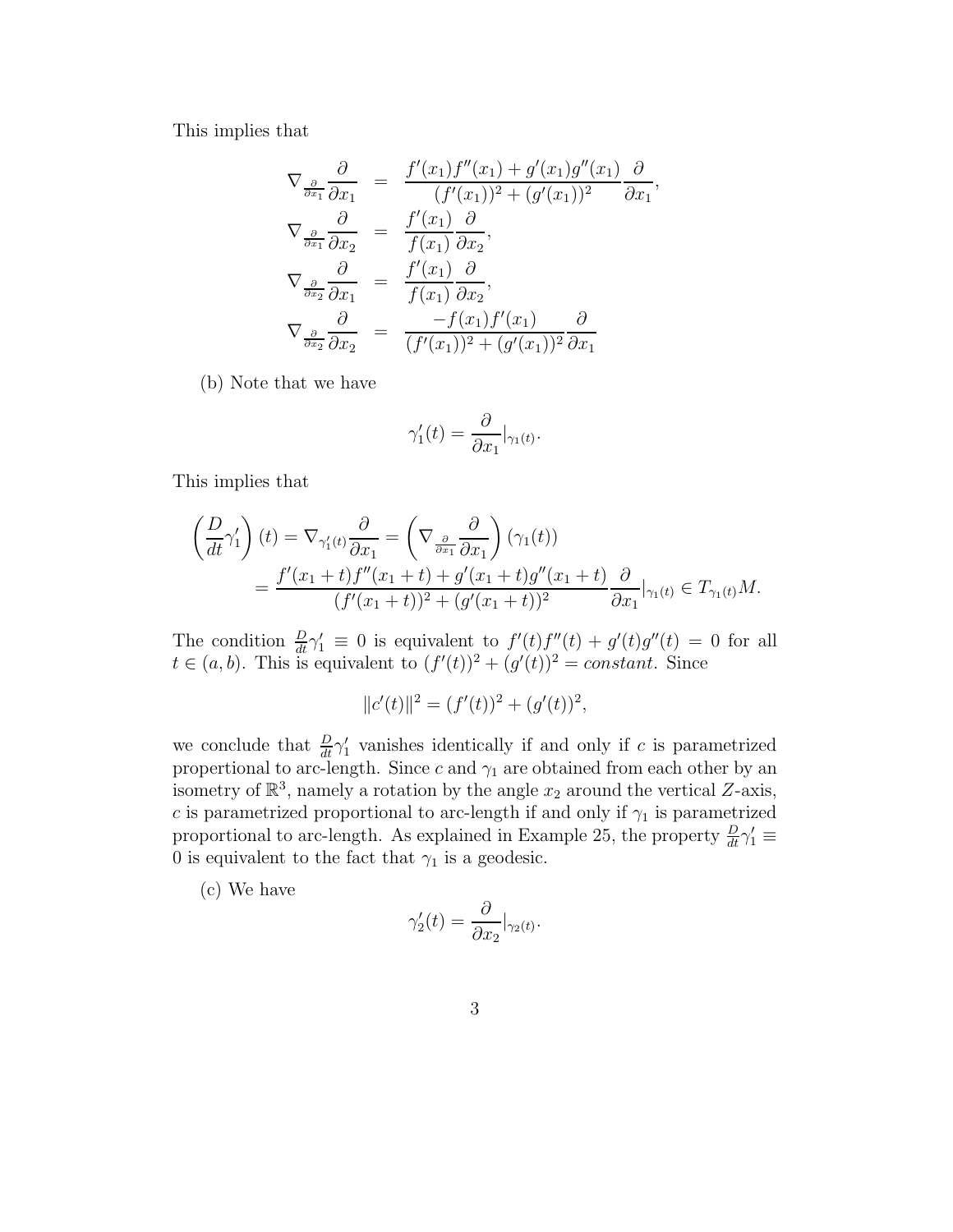This implies that

$$
\begin{aligned}
\nabla_{\frac{\partial}{\partial x_1}} \frac{\partial}{\partial x_1} &= \frac{f'(x_1)f''(x_1) + g'(x_1)g''(x_1)}{(f'(x_1))^2 + (g'(x_1))^2} \frac{\partial}{\partial x_1}, \\
\nabla_{\frac{\partial}{\partial x_1}} \frac{\partial}{\partial x_2} &= \frac{f'(x_1)}{f(x_1)} \frac{\partial}{\partial x_2}, \\
\nabla_{\frac{\partial}{\partial x_2}} \frac{\partial}{\partial x_1} &= \frac{f'(x_1)}{f(x_1)} \frac{\partial}{\partial x_2}, \\
\nabla_{\frac{\partial}{\partial x_2}} \frac{\partial}{\partial x_2} &= \frac{-f(x_1)f'(x_1)}{(f'(x_1))^2 + (g'(x_1))^2} \frac{\partial}{\partial x_1}
\end{aligned}
$$

(b) Note that we have

$$\gamma_1'(t) = \frac{\partial}{\partial x_1}|_{\gamma_1(t)}.$$

This implies that

$$
\begin{aligned}
\left(\frac{D}{dt}\gamma_1'\right)(t) &= \nabla_{\gamma_1'(t)} \frac{\partial}{\partial x_1} = \left(\nabla_{\frac{\partial}{\partial x_1}} \frac{\partial}{\partial x_1}\right)(\gamma_1(t)) \\
&= \frac{f'(x_1+t)f''(x_1+t) + g'(x_1+t)g''(x_1+t)}{(f'(x_1+t))^2 + (g'(x_1+t))^2} \frac{\partial}{\partial x_1}|_{\gamma_1(t)} \in T_{\gamma_1(t)}M.
\end{aligned}
$$

The condition $\frac{D}{dt}\gamma_1' \equiv 0$ is equivalent to $f'(t)f''(t) + g'(t)g''(t) = 0$ for all $t \in (a,b)$. This is equivalent to $(f'(t))^2 + (g'(t))^2 = constant$. Since

$$\|c'(t)\|^2 = (f'(t))^2 + (g'(t))^2,$$

we conclude that $\frac{D}{dt}\gamma_1'$ vanishes identically if and only if $c$ is parametrized propertional to arc-length. Since $c$ and $\gamma_1$ are obtained from each other by an isometry of $\mathbb{R}^3$, namely a rotation by the angle $x_2$ around the vertical $Z$-axis, $c$ is parametrized proportional to arc-length if and only if $\gamma_1$ is parametrized proportional to arc-length. As explained in Example 25, the property $\frac{D}{dt}\gamma_1' \equiv 0$ is equivalent to the fact that $\gamma_1$ is a geodesic.

(c) We have

$$\gamma_2'(t) = \frac{\partial}{\partial x_2}|_{\gamma_2(t)}.$$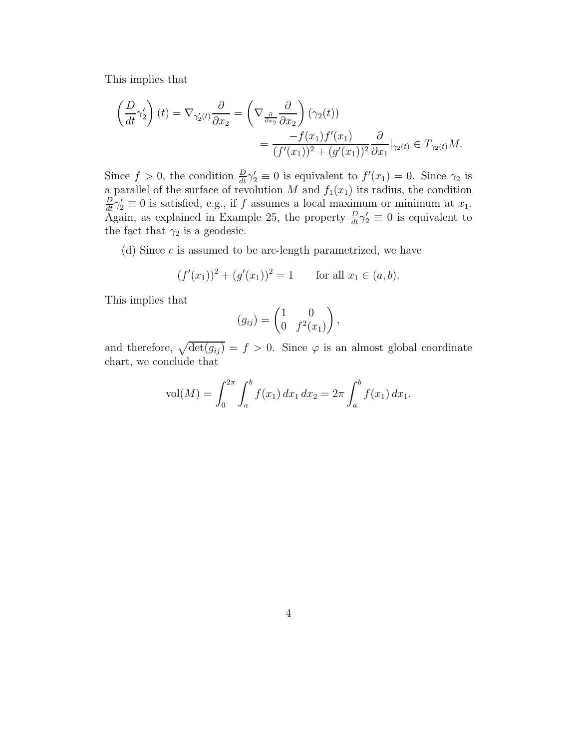This implies that

$$\left(\frac{D}{dt}\gamma_2'\right)(t) = \nabla_{\gamma_2'(t)}\frac{\partial}{\partial x_2} = \left(\nabla_{\frac{\partial}{\partial x_2}}\frac{\partial}{\partial x_2}\right)(\gamma_2(t))$$

$$= \frac{-f(x_1)f'(x_1)}{(f'(x_1))^2 + (g'(x_1))^2}\frac{\partial}{\partial x_1}|_{\gamma_2(t)} \in T_{\gamma_2(t)}M.$$

Since $f > 0$, the condition $\frac{D}{dt}\gamma_2' \equiv 0$ is equivalent to $f'(x_1) = 0$. Since $\gamma_2$ is a parallel of the surface of revolution $M$ and $f_1(x_1)$ its radius, the condition $\frac{D}{dt}\gamma_2' \equiv 0$ is satisfied, e.g., if $f$ assumes a local maximum or minimum at $x_1$. Again, as explained in Example 25, the property $\frac{D}{dt}\gamma_2' \equiv 0$ is equivalent to the fact that $\gamma_2$ is a geodesic.

(d) Since $c$ is assumed to be arc-length parametrized, we have

$$(f'(x_1))^2 + (g'(x_1))^2 = 1 \qquad \text{for all } x_1 \in (a, b).$$

This implies that

$$(g_{ij}) = \begin{pmatrix} 1 & 0 \\ 0 & f^2(x_1) \end{pmatrix},$$

and therefore, $\sqrt{\det(g_{ij})} = f > 0$. Since $\varphi$ is an almost global coordinate chart, we conclude that

$$\text{vol}(M) = \int_0^{2\pi}\int_a^b f(x_1)\,dx_1\,dx_2 = 2\pi\int_a^b f(x_1)\,dx_1.$$